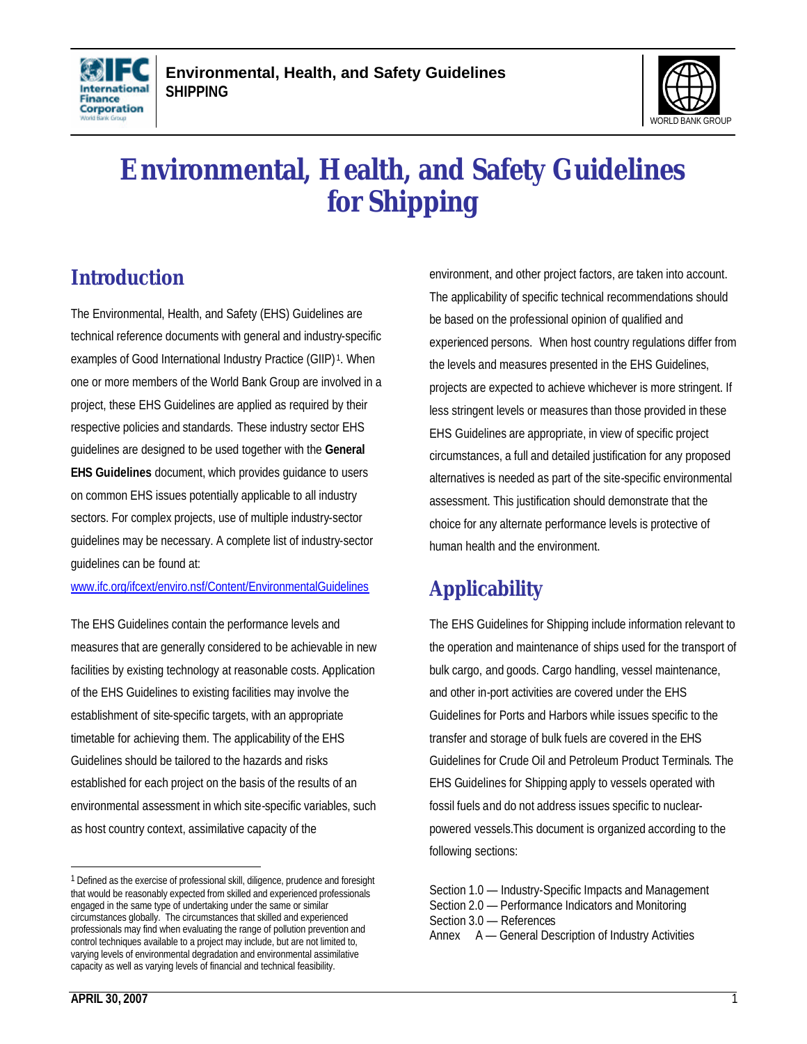# Environmental, Health, and Safety Guidelines for Shipping

## Introduction

The Environmental, Health, and Safety (EHS) Guidelines are technical reference documents with general and industry-specific examples of Good International Industry Practice (GIIP)[1]. When one or more members of the World Bank Group are involved in a project, these EHS Guidelines are applied as required by their respective policies and standards. These industry sector EHS guidelines are designed to be used together with the **General EHS Guidelines** document, which provides guidance to users on common EHS issues potentially applicable to all industry sectors. For complex projects, use of multiple industry-sector guidelines may be necessary. A complete list of industry-sector guidelines can be found at: www.ifc.org/ifcext/enviro.nsf/Content/EnvironmentalGuidelines

The EHS Guidelines contain the performance levels and measures that are generally considered to be achievable in new facilities by existing technology at reasonable costs. Application of the EHS Guidelines to existing facilities may involve the establishment of site-specific targets, with an appropriate timetable for achieving them. The applicability of the EHS Guidelines should be tailored to the hazards and risks established for each project on the basis of the results of an environmental assessment in which site-specific variables, such as host country context, assimilative capacity of the environment, and other project factors, are taken into account. The applicability of specific technical recommendations should be based on the professional opinion of qualified and experienced persons. When host country regulations differ from the levels and measures presented in the EHS Guidelines, projects are expected to achieve whichever is more stringent. If less stringent levels or measures than those provided in these EHS Guidelines are appropriate, in view of specific project circumstances, a full and detailed justification for any proposed alternatives is needed as part of the site-specific environmental assessment. This justification should demonstrate that the choice for any alternate performance levels is protective of human health and the environment.

## Applicability

The EHS Guidelines for Shipping include information relevant to the operation and maintenance of ships used for the transport of bulk cargo, and goods. Cargo handling, vessel maintenance, and other in-port activities are covered under the EHS Guidelines for Ports and Harbors while issues specific to the transfer and storage of bulk fuels are covered in the EHS Guidelines for Crude Oil and Petroleum Product Terminals. The EHS Guidelines for Shipping apply to vessels operated with fossil fuels and do not address issues specific to nuclear-powered vessels.This document is organized according to the following sections:

Section 1.0 — Industry-Specific Impacts and Management
Section 2.0 — Performance Indicators and Monitoring
Section 3.0 — References
Annex A — General Description of Industry Activities

---

[1] Defined as the exercise of professional skill, diligence, prudence and foresight that would be reasonably expected from skilled and experienced professionals engaged in the same type of undertaking under the same or similar circumstances globally. The circumstances that skilled and experienced professionals may find when evaluating the range of pollution prevention and control techniques available to a project may include, but are not limited to, varying levels of environmental degradation and environmental assimilative capacity as well as varying levels of financial and technical feasibility.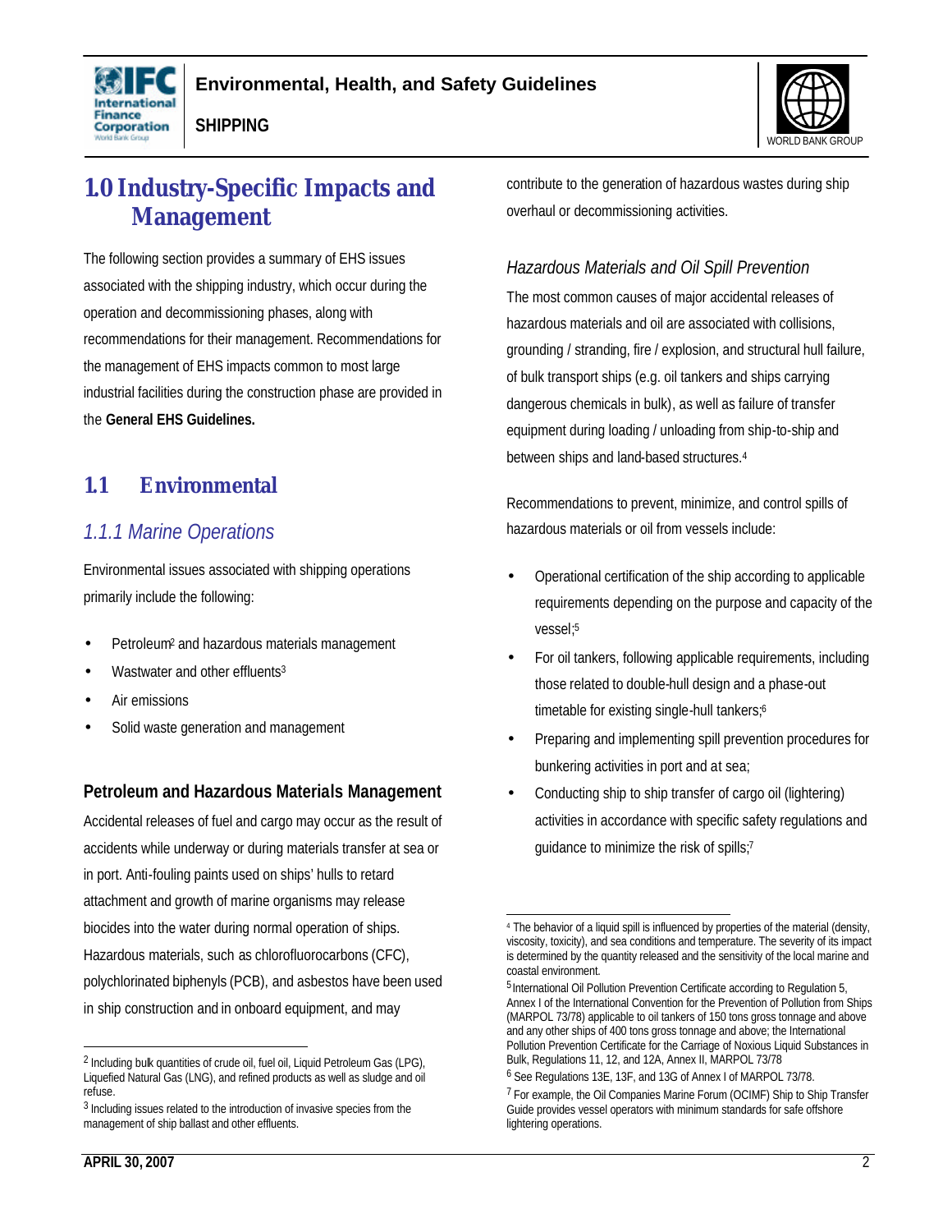# 1.0 Industry-Specific Impacts and Management

The following section provides a summary of EHS issues associated with the shipping industry, which occur during the operation and decommissioning phases, along with recommendations for their management. Recommendations for the management of EHS impacts common to most large industrial facilities during the construction phase are provided in the **General EHS Guidelines.**

## 1.1 Environmental

### *1.1.1 Marine Operations*

Environmental issues associated with shipping operations primarily include the following:

- Petroleum[2] and hazardous materials management
- Wastewater and other effluents[3]
- Air emissions
- Solid waste generation and management

#### Petroleum and Hazardous Materials Management

Accidental releases of fuel and cargo may occur as the result of accidents while underway or during materials transfer at sea or in port. Anti-fouling paints used on ships' hulls to retard attachment and growth of marine organisms may release biocides into the water during normal operation of ships. Hazardous materials, such as chlorofluorocarbons (CFC), polychlorinated biphenyls (PCB), and asbestos have been used in ship construction and in onboard equipment, and may contribute to the generation of hazardous wastes during ship overhaul or decommissioning activities.

*Hazardous Materials and Oil Spill Prevention*

The most common causes of major accidental releases of hazardous materials and oil are associated with collisions, grounding / stranding, fire / explosion, and structural hull failure, of bulk transport ships (e.g. oil tankers and ships carrying dangerous chemicals in bulk), as well as failure of transfer equipment during loading / unloading from ship-to-ship and between ships and land-based structures.[4]

Recommendations to prevent, minimize, and control spills of hazardous materials or oil from vessels include:

- Operational certification of the ship according to applicable requirements depending on the purpose and capacity of the vessel;[5]
- For oil tankers, following applicable requirements, including those related to double-hull design and a phase-out timetable for existing single-hull tankers;[6]
- Preparing and implementing spill prevention procedures for bunkering activities in port and at sea;
- Conducting ship to ship transfer of cargo oil (lightering) activities in accordance with specific safety regulations and guidance to minimize the risk of spills;[7]

---

[2] Including bulk quantities of crude oil, fuel oil, Liquid Petroleum Gas (LPG), Liquefied Natural Gas (LNG), and refined products as well as sludge and oil refuse.

[3] Including issues related to the introduction of invasive species from the management of ship ballast and other effluents.

[4] The behavior of a liquid spill is influenced by properties of the material (density, viscosity, toxicity), and sea conditions and temperature. The severity of its impact is determined by the quantity released and the sensitivity of the local marine and coastal environment.

[5] International Oil Pollution Prevention Certificate according to Regulation 5, Annex I of the International Convention for the Prevention of Pollution from Ships (MARPOL 73/78) applicable to oil tankers of 150 tons gross tonnage and above and any other ships of 400 tons gross tonnage and above; the International Pollution Prevention Certificate for the Carriage of Noxious Liquid Substances in Bulk, Regulations 11, 12, and 12A, Annex II, MARPOL 73/78

[6] See Regulations 13E, 13F, and 13G of Annex I of MARPOL 73/78.

[7] For example, the Oil Companies Marine Forum (OCIMF) Ship to Ship Transfer Guide provides vessel operators with minimum standards for safe offshore lightering operations.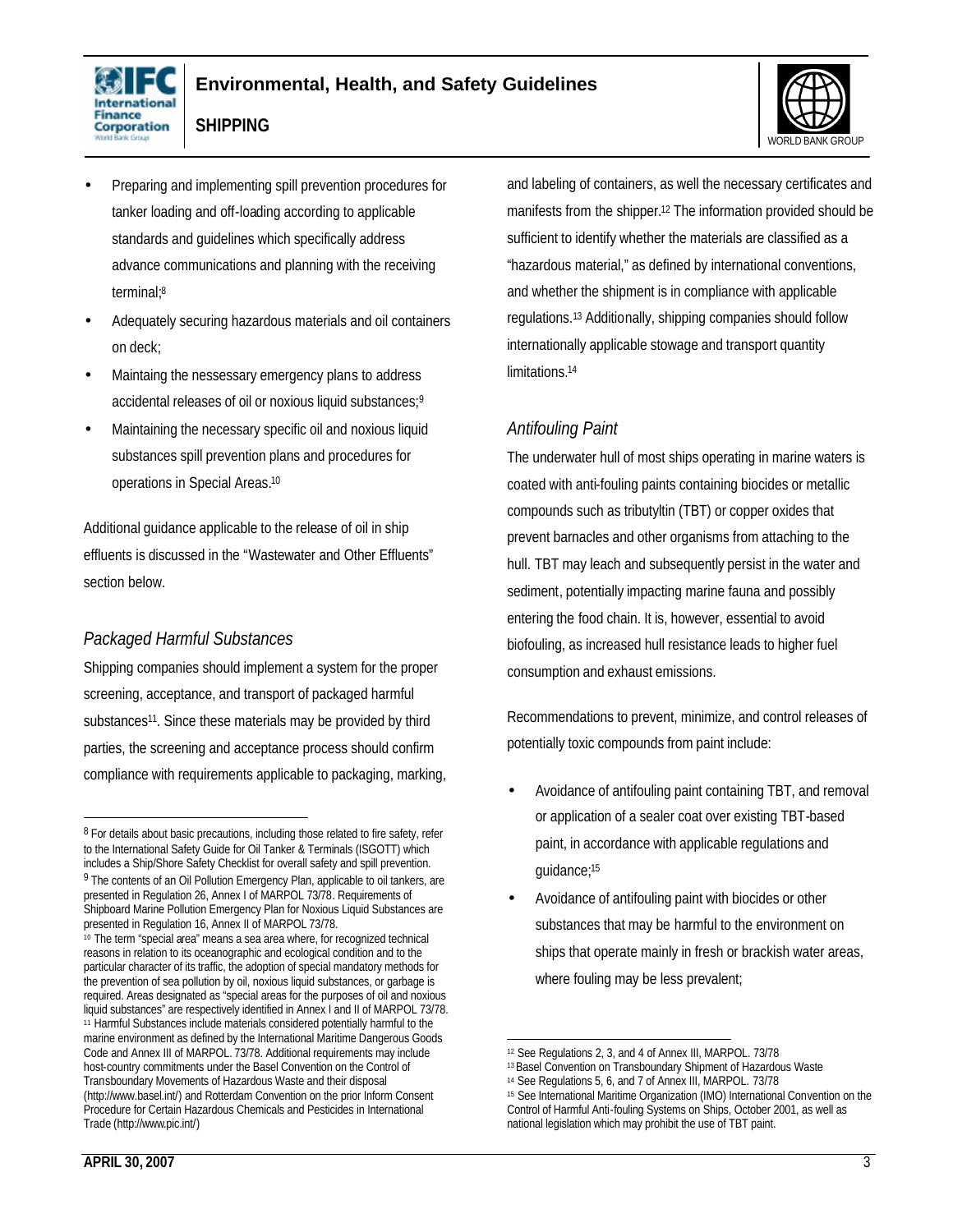- Preparing and implementing spill prevention procedures for tanker loading and off-loading according to applicable standards and guidelines which specifically address advance communications and planning with the receiving terminal;[8]
- Adequately securing hazardous materials and oil containers on deck;
- Maintaing the nessessary emergency plans to address accidental releases of oil or noxious liquid substances;[9]
- Maintaining the necessary specific oil and noxious liquid substances spill prevention plans and procedures for operations in Special Areas.[10]

Additional guidance applicable to the release of oil in ship effluents is discussed in the "Wastewater and Other Effluents" section below.

### *Packaged Harmful Substances*

Shipping companies should implement a system for the proper screening, acceptance, and transport of packaged harmful substances[11]. Since these materials may be provided by third parties, the screening and acceptance process should confirm compliance with requirements applicable to packaging, marking, and labeling of containers, as well the necessary certificates and manifests from the shipper.[12] The information provided should be sufficient to identify whether the materials are classified as a "hazardous material," as defined by international conventions, and whether the shipment is in compliance with applicable regulations.[13] Additionally, shipping companies should follow internationally applicable stowage and transport quantity limitations.[14]

### *Antifouling Paint*

The underwater hull of most ships operating in marine waters is coated with anti-fouling paints containing biocides or metallic compounds such as tributyltin (TBT) or copper oxides that prevent barnacles and other organisms from attaching to the hull. TBT may leach and subsequently persist in the water and sediment, potentially impacting marine fauna and possibly entering the food chain. It is, however, essential to avoid biofouling, as increased hull resistance leads to higher fuel consumption and exhaust emissions.

Recommendations to prevent, minimize, and control releases of potentially toxic compounds from paint include:

- Avoidance of antifouling paint containing TBT, and removal or application of a sealer coat over existing TBT-based paint, in accordance with applicable regulations and guidance;[15]
- Avoidance of antifouling paint with biocides or other substances that may be harmful to the environment on ships that operate mainly in fresh or brackish water areas, where fouling may be less prevalent;

---

[8] For details about basic precautions, including those related to fire safety, refer to the International Safety Guide for Oil Tanker & Terminals (ISGOTT) which includes a Ship/Shore Safety Checklist for overall safety and spill prevention.

[9] The contents of an Oil Pollution Emergency Plan, applicable to oil tankers, are presented in Regulation 26, Annex I of MARPOL 73/78. Requirements of Shipboard Marine Pollution Emergency Plan for Noxious Liquid Substances are presented in Regulation 16, Annex II of MARPOL 73/78.

[10] The term "special area" means a sea area where, for recognized technical reasons in relation to its oceanographic and ecological condition and to the particular character of its traffic, the adoption of special mandatory methods for the prevention of sea pollution by oil, noxious liquid substances, or garbage is required. Areas designated as "special areas for the purposes of oil and noxious liquid substances" are respectively identified in Annex I and II of MARPOL 73/78.

[11] Harmful Substances include materials considered potentially harmful to the marine environment as defined by the International Maritime Dangerous Goods Code and Annex III of MARPOL. 73/78. Additional requirements may include host-country commitments under the Basel Convention on the Control of Transboundary Movements of Hazardous Waste and their disposal (http://www.basel.int/) and Rotterdam Convention on the prior Inform Consent Procedure for Certain Hazardous Chemicals and Pesticides in International Trade (http://www.pic.int/)

[12] See Regulations 2, 3, and 4 of Annex III, MARPOL. 73/78

[13] Basel Convention on Transboundary Shipment of Hazardous Waste

[14] See Regulations 5, 6, and 7 of Annex III, MARPOL. 73/78

[15] See International Maritime Organization (IMO) International Convention on the Control of Harmful Anti-fouling Systems on Ships, October 2001, as well as national legislation which may prohibit the use of TBT paint.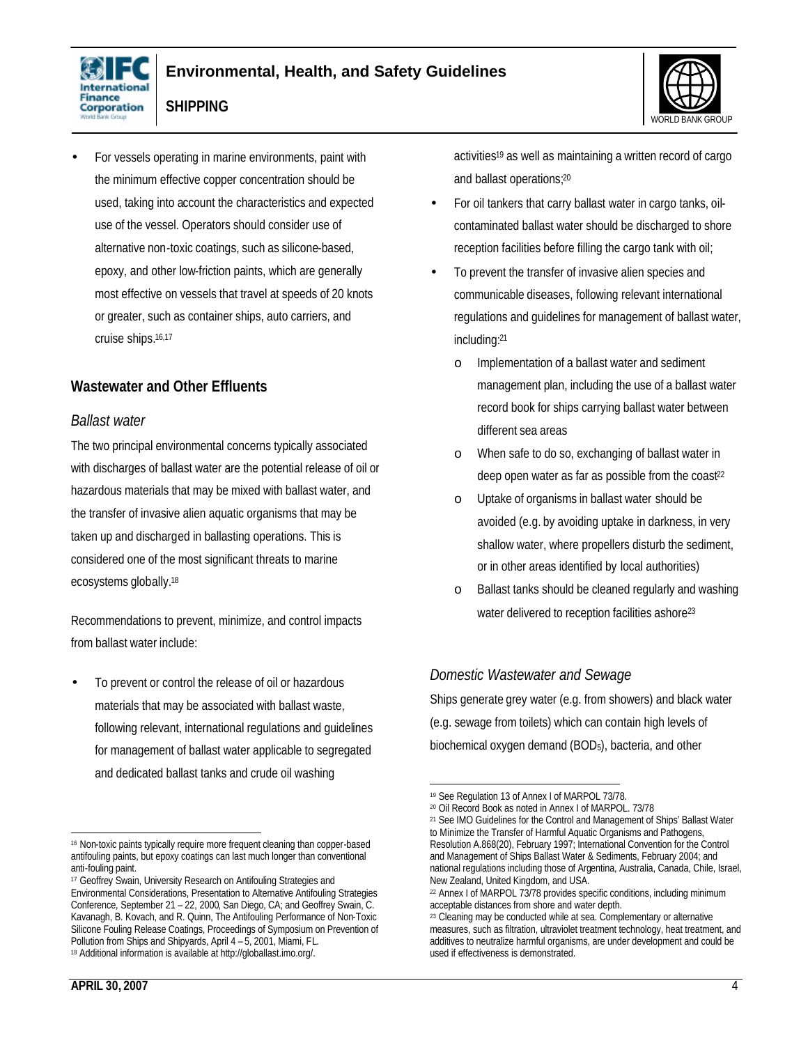- For vessels operating in marine environments, paint with the minimum effective copper concentration should be used, taking into account the characteristics and expected use of the vessel. Operators should consider use of alternative non-toxic coatings, such as silicone-based, epoxy, and other low-friction paints, which are generally most effective on vessels that travel at speeds of 20 knots or greater, such as container ships, auto carriers, and cruise ships.[16,17]

## Wastewater and Other Effluents

### *Ballast water*

The two principal environmental concerns typically associated with discharges of ballast water are the potential release of oil or hazardous materials that may be mixed with ballast water, and the transfer of invasive alien aquatic organisms that may be taken up and discharged in ballasting operations. This is considered one of the most significant threats to marine ecosystems globally.[18]

Recommendations to prevent, minimize, and control impacts from ballast water include:

- To prevent or control the release of oil or hazardous materials that may be associated with ballast waste, following relevant, international regulations and guidelines for management of ballast water applicable to segregated and dedicated ballast tanks and crude oil washing activities[19] as well as maintaining a written record of cargo and ballast operations;[20]
- For oil tankers that carry ballast water in cargo tanks, oil-contaminated ballast water should be discharged to shore reception facilities before filling the cargo tank with oil;
- To prevent the transfer of invasive alien species and communicable diseases, following relevant international regulations and guidelines for management of ballast water, including:[21]
    - Implementation of a ballast water and sediment management plan, including the use of a ballast water record book for ships carrying ballast water between different sea areas
    - When safe to do so, exchanging of ballast water in deep open water as far as possible from the coast[22]
    - Uptake of organisms in ballast water should be avoided (e.g. by avoiding uptake in darkness, in very shallow water, where propellers disturb the sediment, or in other areas identified by local authorities)
    - Ballast tanks should be cleaned regularly and washing water delivered to reception facilities ashore[23]

### *Domestic Wastewater and Sewage*

Ships generate grey water (e.g. from showers) and black water (e.g. sewage from toilets) which can contain high levels of biochemical oxygen demand ($BOD_5$), bacteria, and other

---

[16] Non-toxic paints typically require more frequent cleaning than copper-based antifouling paints, but epoxy coatings can last much longer than conventional anti-fouling paint.

[17] Geoffrey Swain, University Research on Antifouling Strategies and Environmental Considerations, Presentation to Alternative Antifouling Strategies Conference, September 21 – 22, 2000, San Diego, CA; and Geoffrey Swain, C. Kavanagh, B. Kovach, and R. Quinn, The Antifouling Performance of Non-Toxic Silicone Fouling Release Coatings, Proceedings of Symposium on Prevention of Pollution from Ships and Shipyards, April 4 – 5, 2001, Miami, FL.

[18] Additional information is available at http://globallast.imo.org/.

[19] See Regulation 13 of Annex I of MARPOL 73/78.

[20] Oil Record Book as noted in Annex I of MARPOL. 73/78

[21] See IMO Guidelines for the Control and Management of Ships' Ballast Water to Minimize the Transfer of Harmful Aquatic Organisms and Pathogens, Resolution A.868(20), February 1997; International Convention for the Control and Management of Ships Ballast Water & Sediments, February 2004; and national regulations including those of Argentina, Australia, Canada, Chile, Israel, New Zealand, United Kingdom, and USA.

[22] Annex I of MARPOL 73/78 provides specific conditions, including minimum acceptable distances from shore and water depth.

[23] Cleaning may be conducted while at sea. Complementary or alternative measures, such as filtration, ultraviolet treatment technology, heat treatment, and additives to neutralize harmful organisms, are under development and could be used if effectiveness is demonstrated.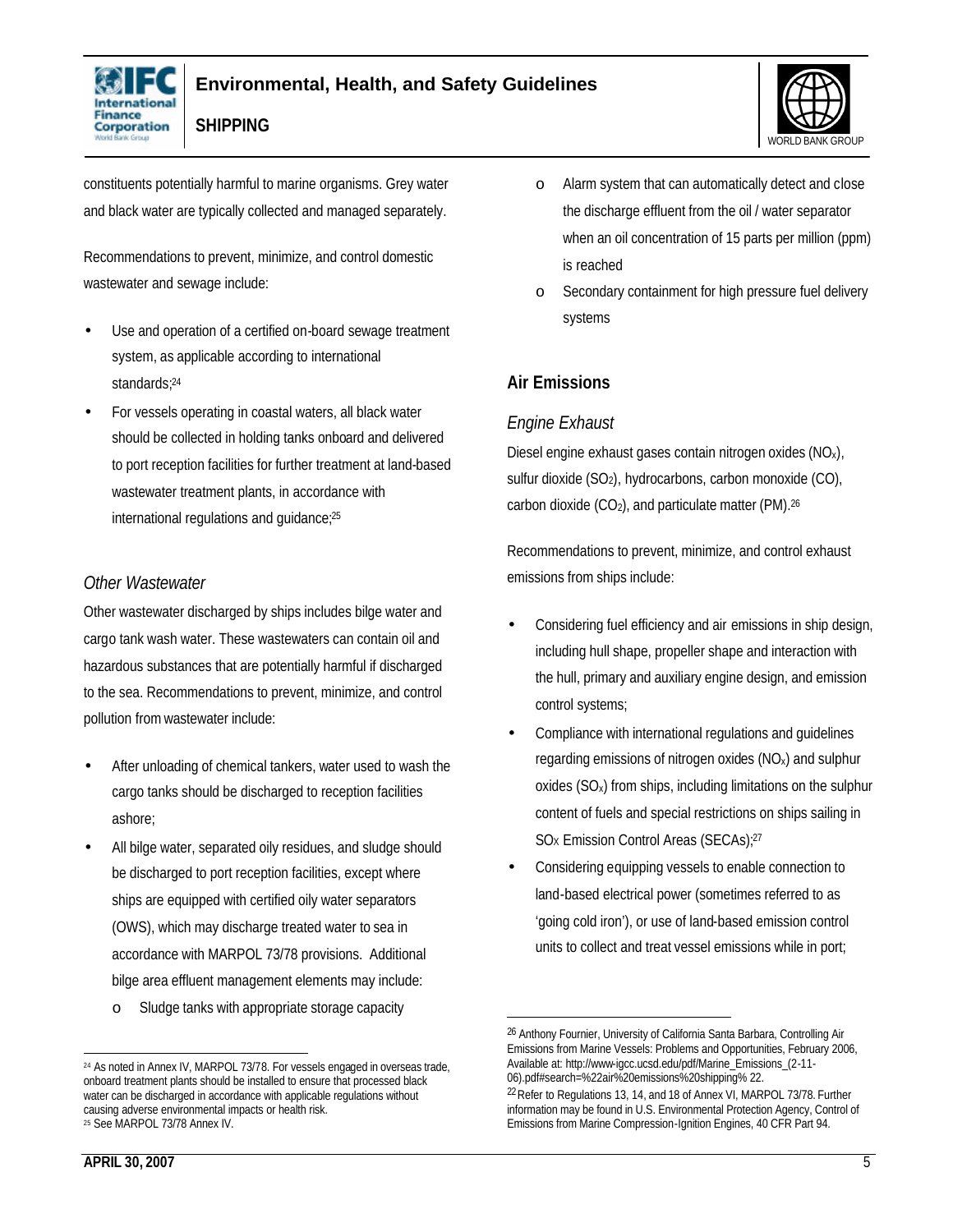constituents potentially harmful to marine organisms. Grey water and black water are typically collected and managed separately.

Recommendations to prevent, minimize, and control domestic wastewater and sewage include:

- Use and operation of a certified on-board sewage treatment system, as applicable according to international standards;[24]
- For vessels operating in coastal waters, all black water should be collected in holding tanks onboard and delivered to port reception facilities for further treatment at land-based wastewater treatment plants, in accordance with international regulations and guidance;[25]

### *Other Wastewater*

Other wastewater discharged by ships includes bilge water and cargo tank wash water. These wastewaters can contain oil and hazardous substances that are potentially harmful if discharged to the sea. Recommendations to prevent, minimize, and control pollution from wastewater include:

- After unloading of chemical tankers, water used to wash the cargo tanks should be discharged to reception facilities ashore;
- All bilge water, separated oily residues, and sludge should be discharged to port reception facilities, except where ships are equipped with certified oily water separators (OWS), which may discharge treated water to sea in accordance with MARPOL 73/78 provisions. Additional bilge area effluent management elements may include:
    - Sludge tanks with appropriate storage capacity
    - Alarm system that can automatically detect and close the discharge effluent from the oil / water separator when an oil concentration of 15 parts per million (ppm) is reached
    - Secondary containment for high pressure fuel delivery systems

## Air Emissions

### *Engine Exhaust*

Diesel engine exhaust gases contain nitrogen oxides ($NO_x$), sulfur dioxide ($SO_2$), hydrocarbons, carbon monoxide (CO), carbon dioxide ($CO_2$), and particulate matter (PM).[26]

Recommendations to prevent, minimize, and control exhaust emissions from ships include:

- Considering fuel efficiency and air emissions in ship design, including hull shape, propeller shape and interaction with the hull, primary and auxiliary engine design, and emission control systems;
- Compliance with international regulations and guidelines regarding emissions of nitrogen oxides ($NO_x$) and sulphur oxides ($SO_x$) from ships, including limitations on the sulphur content of fuels and special restrictions on ships sailing in $SO_X$ Emission Control Areas (SECAs);[27]
- Considering equipping vessels to enable connection to land-based electrical power (sometimes referred to as 'going cold iron'), or use of land-based emission control units to collect and treat vessel emissions while in port;

---

[24] As noted in Annex IV, MARPOL 73/78. For vessels engaged in overseas trade, onboard treatment plants should be installed to ensure that processed black water can be discharged in accordance with applicable regulations without causing adverse environmental impacts or health risk.

[25] See MARPOL 73/78 Annex IV.

[26] Anthony Fournier, University of California Santa Barbara, Controlling Air Emissions from Marine Vessels: Problems and Opportunities, February 2006, Available at: http://www-igcc.ucsd.edu/pdf/Marine_Emissions_(2-11-06).pdf#search=%22air%20emissions%20shipping% 22.

[22] Refer to Regulations 13, 14, and 18 of Annex VI, MARPOL 73/78. Further information may be found in U.S. Environmental Protection Agency, Control of Emissions from Marine Compression-Ignition Engines, 40 CFR Part 94.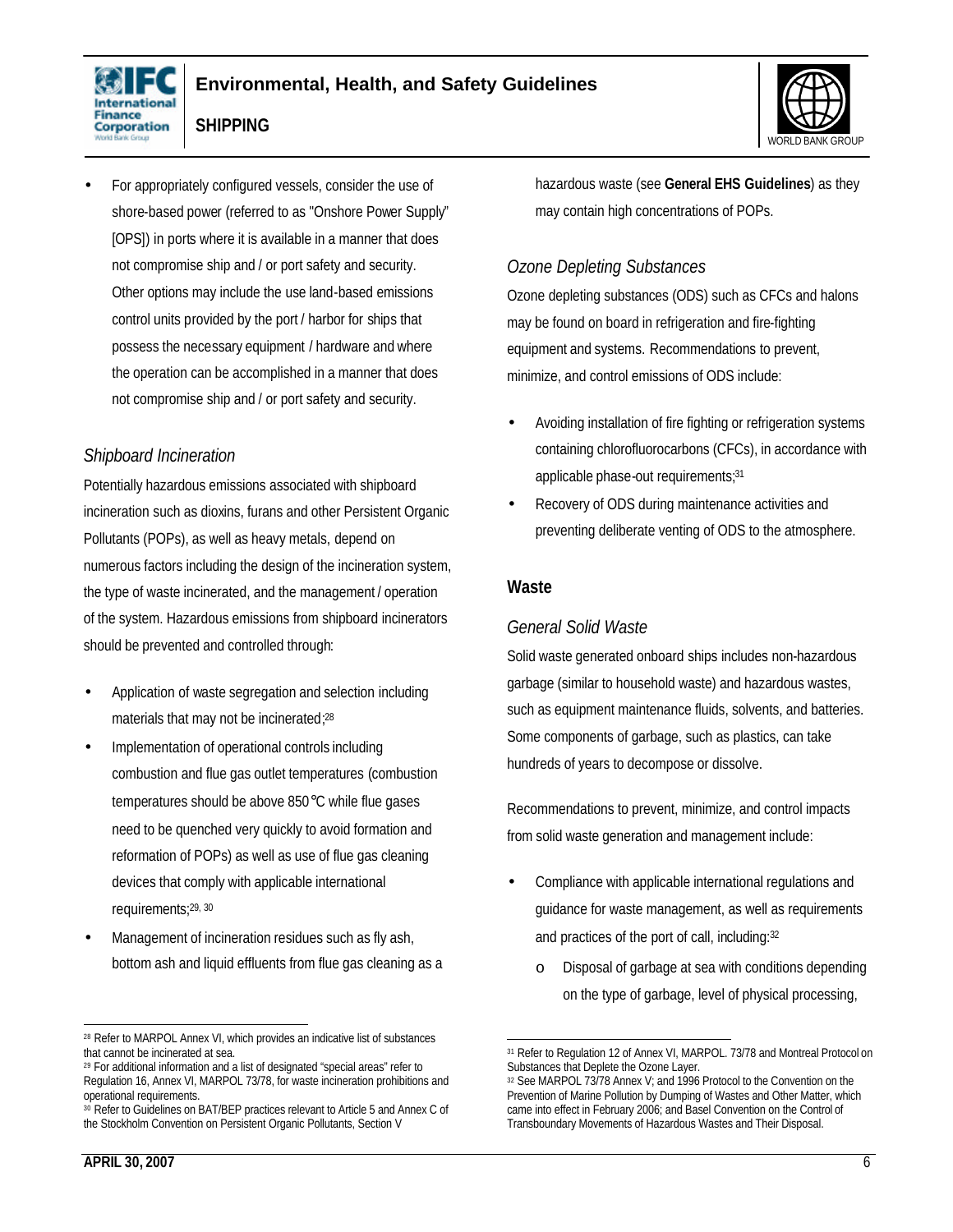- For appropriately configured vessels, consider the use of shore-based power (referred to as "Onshore Power Supply" [OPS]) in ports where it is available in a manner that does not compromise ship and / or port safety and security. Other options may include the use land-based emissions control units provided by the port / harbor for ships that possess the necessary equipment / hardware and where the operation can be accomplished in a manner that does not compromise ship and / or port safety and security.

### *Shipboard Incineration*

Potentially hazardous emissions associated with shipboard incineration such as dioxins, furans and other Persistent Organic Pollutants (POPs), as well as heavy metals, depend on numerous factors including the design of the incineration system, the type of waste incinerated, and the management / operation of the system. Hazardous emissions from shipboard incinerators should be prevented and controlled through:

- Application of waste segregation and selection including materials that may not be incinerated;[28]
- Implementation of operational controls including combustion and flue gas outlet temperatures (combustion temperatures should be above 850°C while flue gases need to be quenched very quickly to avoid formation and reformation of POPs) as well as use of flue gas cleaning devices that comply with applicable international requirements;[29, 30]
- Management of incineration residues such as fly ash, bottom ash and liquid effluents from flue gas cleaning as a hazardous waste (see **General EHS Guidelines**) as they may contain high concentrations of POPs.

### *Ozone Depleting Substances*

Ozone depleting substances (ODS) such as CFCs and halons may be found on board in refrigeration and fire-fighting equipment and systems. Recommendations to prevent, minimize, and control emissions of ODS include:

- Avoiding installation of fire fighting or refrigeration systems containing chlorofluorocarbons (CFCs), in accordance with applicable phase-out requirements;[31]
- Recovery of ODS during maintenance activities and preventing deliberate venting of ODS to the atmosphere.

## Waste

### *General Solid Waste*

Solid waste generated onboard ships includes non-hazardous garbage (similar to household waste) and hazardous wastes, such as equipment maintenance fluids, solvents, and batteries. Some components of garbage, such as plastics, can take hundreds of years to decompose or dissolve.

Recommendations to prevent, minimize, and control impacts from solid waste generation and management include:

- Compliance with applicable international regulations and guidance for waste management, as well as requirements and practices of the port of call, including:[32]
  - Disposal of garbage at sea with conditions depending on the type of garbage, level of physical processing,

---

[28] Refer to MARPOL Annex VI, which provides an indicative list of substances that cannot be incinerated at sea.

[29] For additional information and a list of designated "special areas" refer to Regulation 16, Annex VI, MARPOL 73/78, for waste incineration prohibitions and operational requirements.

[30] Refer to Guidelines on BAT/BEP practices relevant to Article 5 and Annex C of the Stockholm Convention on Persistent Organic Pollutants, Section V

[31] Refer to Regulation 12 of Annex VI, MARPOL. 73/78 and Montreal Protocol on Substances that Deplete the Ozone Layer.

[32] See MARPOL 73/78 Annex V; and 1996 Protocol to the Convention on the Prevention of Marine Pollution by Dumping of Wastes and Other Matter, which came into effect in February 2006; and Basel Convention on the Control of Transboundary Movements of Hazardous Wastes and Their Disposal.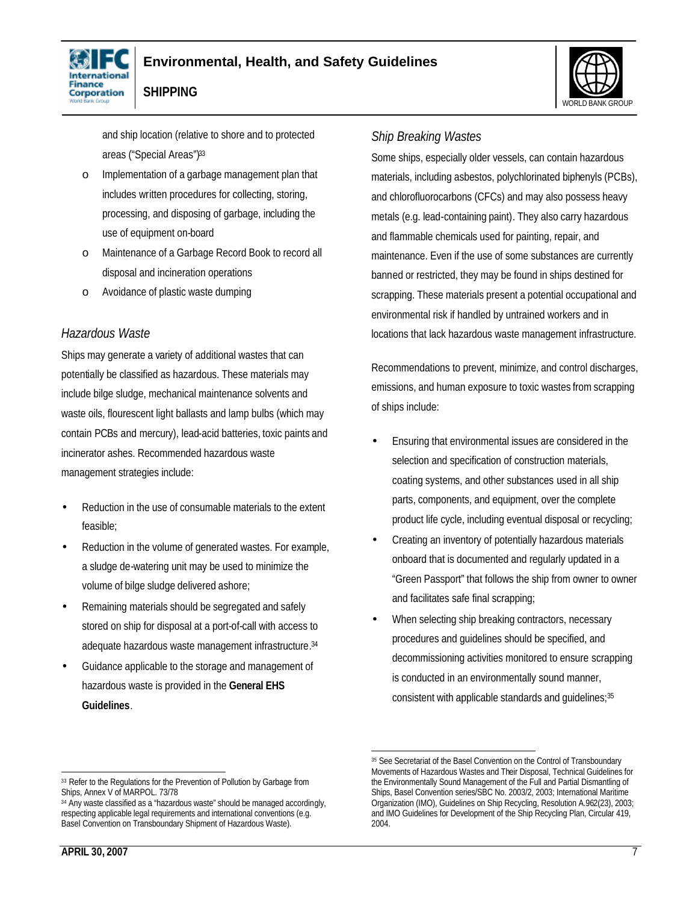- and ship location (relative to shore and to protected areas ("Special Areas")[33]
  - Implementation of a garbage management plan that includes written procedures for collecting, storing, processing, and disposing of garbage, including the use of equipment on-board
  - Maintenance of a Garbage Record Book to record all disposal and incineration operations
  - Avoidance of plastic waste dumping

*Hazardous Waste*

Ships may generate a variety of additional wastes that can potentially be classified as hazardous. These materials may include bilge sludge, mechanical maintenance solvents and waste oils, flourescent light ballasts and lamp bulbs (which may contain PCBs and mercury), lead-acid batteries, toxic paints and incinerator ashes. Recommended hazardous waste management strategies include:

- Reduction in the use of consumable materials to the extent feasible;
- Reduction in the volume of generated wastes. For example, a sludge de-watering unit may be used to minimize the volume of bilge sludge delivered ashore;
- Remaining materials should be segregated and safely stored on ship for disposal at a port-of-call with access to adequate hazardous waste management infrastructure.[34]
- Guidance applicable to the storage and management of hazardous waste is provided in the **General EHS Guidelines**.

*Ship Breaking Wastes*

Some ships, especially older vessels, can contain hazardous materials, including asbestos, polychlorinated biphenyls (PCBs), and chlorofluorocarbons (CFCs) and may also possess heavy metals (e.g. lead-containing paint). They also carry hazardous and flammable chemicals used for painting, repair, and maintenance. Even if the use of some substances are currently banned or restricted, they may be found in ships destined for scrapping. These materials present a potential occupational and environmental risk if handled by untrained workers and in locations that lack hazardous waste management infrastructure.

Recommendations to prevent, minimize, and control discharges, emissions, and human exposure to toxic wastes from scrapping of ships include:

- Ensuring that environmental issues are considered in the selection and specification of construction materials, coating systems, and other substances used in all ship parts, components, and equipment, over the complete product life cycle, including eventual disposal or recycling;
- Creating an inventory of potentially hazardous materials onboard that is documented and regularly updated in a "Green Passport" that follows the ship from owner to owner and facilitates safe final scrapping;
- When selecting ship breaking contractors, necessary procedures and guidelines should be specified, and decommissioning activities monitored to ensure scrapping is conducted in an environmentally sound manner, consistent with applicable standards and guidelines;[35]

---

[33] Refer to the Regulations for the Prevention of Pollution by Garbage from Ships, Annex V of MARPOL. 73/78

[34] Any waste classified as a "hazardous waste" should be managed accordingly, respecting applicable legal requirements and international conventions (e.g. Basel Convention on Transboundary Shipment of Hazardous Waste).

[35] See Secretariat of the Basel Convention on the Control of Transboundary Movements of Hazardous Wastes and Their Disposal, Technical Guidelines for the Environmentally Sound Management of the Full and Partial Dismantling of Ships, Basel Convention series/SBC No. 2003/2, 2003; International Maritime Organization (IMO), Guidelines on Ship Recycling, Resolution A.962(23), 2003; and IMO Guidelines for Development of the Ship Recycling Plan, Circular 419, 2004.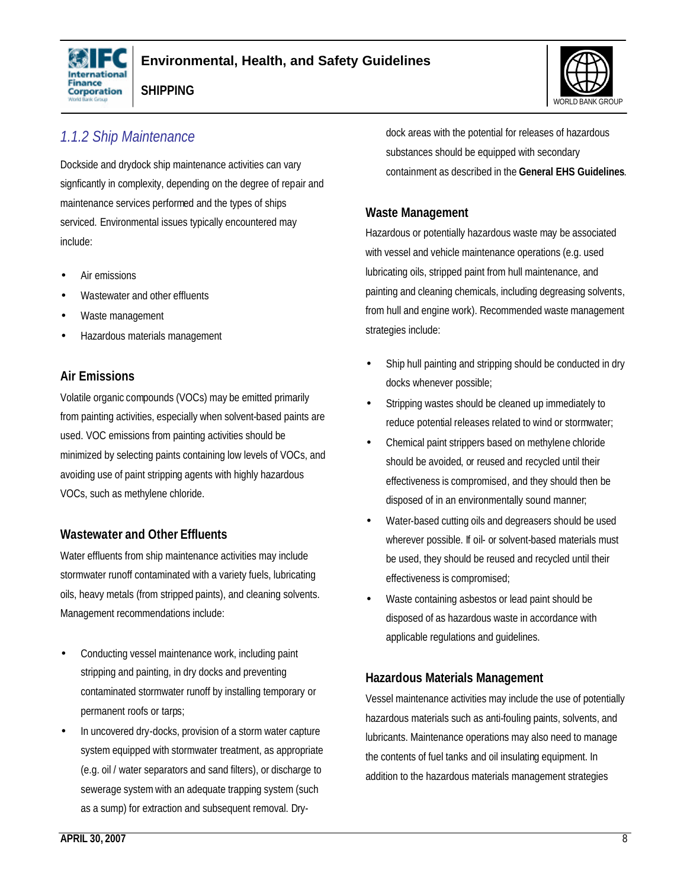### *1.1.2 Ship Maintenance*

Dockside and drydock ship maintenance activities can vary signficantly in complexity, depending on the degree of repair and maintenance services performed and the types of ships serviced. Environmental issues typically encountered may include:

- Air emissions
- Wastewater and other effluents
- Waste management
- Hazardous materials management

#### Air Emissions

Volatile organic compounds (VOCs) may be emitted primarily from painting activities, especially when solvent-based paints are used. VOC emissions from painting activities should be minimized by selecting paints containing low levels of VOCs, and avoiding use of paint stripping agents with highly hazardous VOCs, such as methylene chloride.

#### Wastewater and Other Effluents

Water effluents from ship maintenance activities may include stormwater runoff contaminated with a variety fuels, lubricating oils, heavy metals (from stripped paints), and cleaning solvents. Management recommendations include:

- Conducting vessel maintenance work, including paint stripping and painting, in dry docks and preventing contaminated stormwater runoff by installing temporary or permanent roofs or tarps;
- In uncovered dry-docks, provision of a storm water capture system equipped with stormwater treatment, as appropriate (e.g. oil / water separators and sand filters), or discharge to sewerage system with an adequate trapping system (such as a sump) for extraction and subsequent removal. Dry-dock areas with the potential for releases of hazardous substances should be equipped with secondary containment as described in the **General EHS Guidelines**.

#### Waste Management

Hazardous or potentially hazardous waste may be associated with vessel and vehicle maintenance operations (e.g. used lubricating oils, stripped paint from hull maintenance, and painting and cleaning chemicals, including degreasing solvents, from hull and engine work). Recommended waste management strategies include:

- Ship hull painting and stripping should be conducted in dry docks whenever possible;
- Stripping wastes should be cleaned up immediately to reduce potential releases related to wind or stormwater;
- Chemical paint strippers based on methylene chloride should be avoided, or reused and recycled until their effectiveness is compromised, and they should then be disposed of in an environmentally sound manner;
- Water-based cutting oils and degreasers should be used wherever possible. If oil- or solvent-based materials must be used, they should be reused and recycled until their effectiveness is compromised;
- Waste containing asbestos or lead paint should be disposed of as hazardous waste in accordance with applicable regulations and guidelines.

#### Hazardous Materials Management

Vessel maintenance activities may include the use of potentially hazardous materials such as anti-fouling paints, solvents, and lubricants. Maintenance operations may also need to manage the contents of fuel tanks and oil insulating equipment. In addition to the hazardous materials management strategies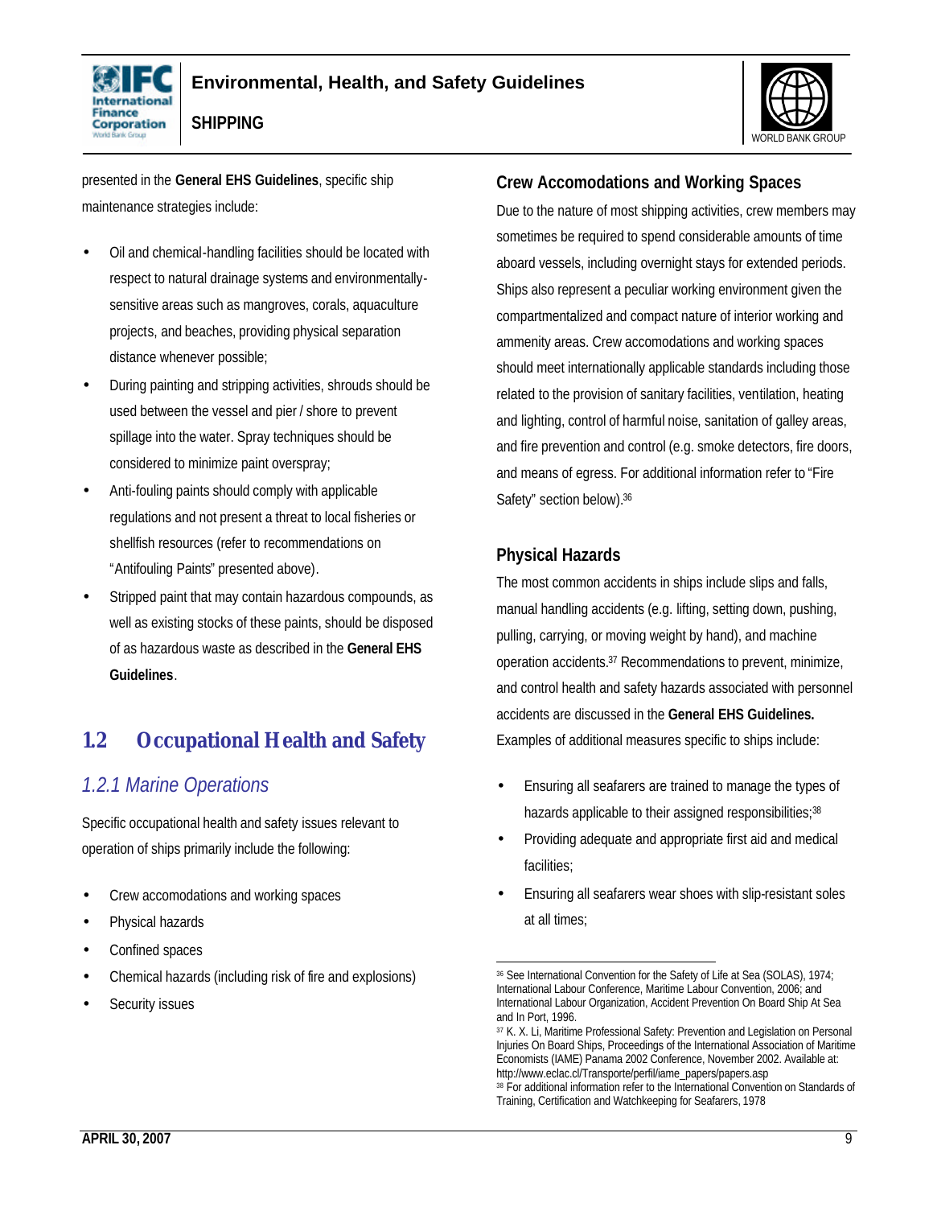presented in the **General EHS Guidelines**, specific ship maintenance strategies include:

- Oil and chemical-handling facilities should be located with respect to natural drainage systems and environmentally-sensitive areas such as mangroves, corals, aquaculture projects, and beaches, providing physical separation distance whenever possible;
- During painting and stripping activities, shrouds should be used between the vessel and pier / shore to prevent spillage into the water. Spray techniques should be considered to minimize paint overspray;
- Anti-fouling paints should comply with applicable regulations and not present a threat to local fisheries or shellfish resources (refer to recommendations on "Antifouling Paints" presented above).
- Stripped paint that may contain hazardous compounds, as well as existing stocks of these paints, should be disposed of as hazardous waste as described in the **General EHS Guidelines**.

## 1.2 Occupational Health and Safety

### *1.2.1 Marine Operations*

Specific occupational health and safety issues relevant to operation of ships primarily include the following:

- Crew accomodations and working spaces
- Physical hazards
- Confined spaces
- Chemical hazards (including risk of fire and explosions)
- Security issues

#### Crew Accomodations and Working Spaces

Due to the nature of most shipping activities, crew members may sometimes be required to spend considerable amounts of time aboard vessels, including overnight stays for extended periods. Ships also represent a peculiar working environment given the compartmentalized and compact nature of interior working and ammenity areas. Crew accomodations and working spaces should meet internationally applicable standards including those related to the provision of sanitary facilities, ventilation, heating and lighting, control of harmful noise, sanitation of galley areas, and fire prevention and control (e.g. smoke detectors, fire doors, and means of egress. For additional information refer to "Fire Safety" section below).[36]

#### Physical Hazards

The most common accidents in ships include slips and falls, manual handling accidents (e.g. lifting, setting down, pushing, pulling, carrying, or moving weight by hand), and machine operation accidents.[37] Recommendations to prevent, minimize, and control health and safety hazards associated with personnel accidents are discussed in the **General EHS Guidelines.** Examples of additional measures specific to ships include:

- Ensuring all seafarers are trained to manage the types of hazards applicable to their assigned responsibilities;[38]
- Providing adequate and appropriate first aid and medical facilities;
- Ensuring all seafarers wear shoes with slip-resistant soles at all times;

---

[36] See International Convention for the Safety of Life at Sea (SOLAS), 1974; International Labour Conference, Maritime Labour Convention, 2006; and International Labour Organization, Accident Prevention On Board Ship At Sea and In Port, 1996.

[37] K. X. Li, Maritime Professional Safety: Prevention and Legislation on Personal Injuries On Board Ships, Proceedings of the International Association of Maritime Economists (IAME) Panama 2002 Conference, November 2002. Available at: http://www.eclac.cl/Transporte/perfil/iame_papers/papers.asp

[38] For additional information refer to the International Convention on Standards of Training, Certification and Watchkeeping for Seafarers, 1978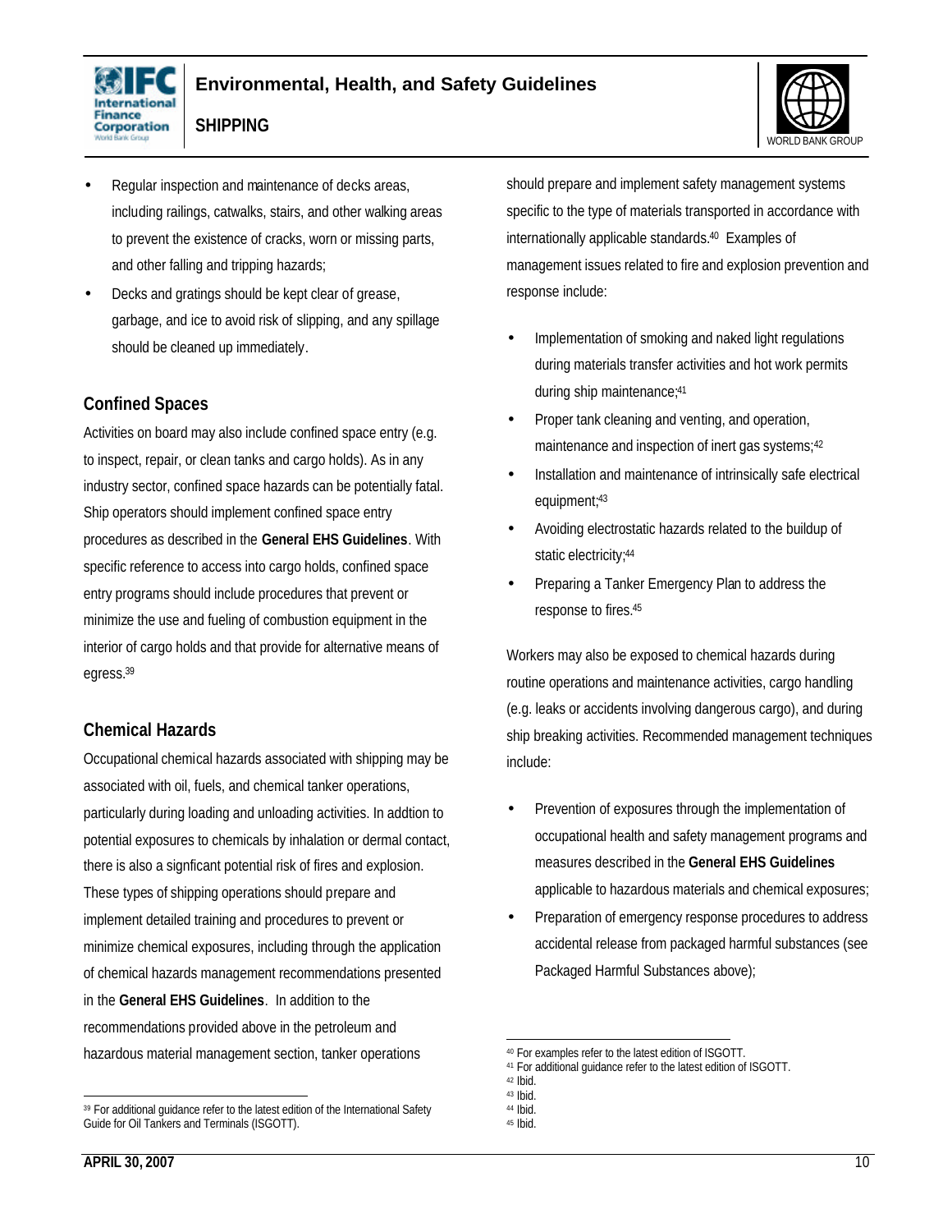- Regular inspection and maintenance of decks areas, including railings, catwalks, stairs, and other walking areas to prevent the existence of cracks, worn or missing parts, and other falling and tripping hazards;
- Decks and gratings should be kept clear of grease, garbage, and ice to avoid risk of slipping, and any spillage should be cleaned up immediately.

### Confined Spaces

Activities on board may also include confined space entry (e.g. to inspect, repair, or clean tanks and cargo holds). As in any industry sector, confined space hazards can be potentially fatal. Ship operators should implement confined space entry procedures as described in the **General EHS Guidelines**. With specific reference to access into cargo holds, confined space entry programs should include procedures that prevent or minimize the use and fueling of combustion equipment in the interior of cargo holds and that provide for alternative means of egress.[39]

### Chemical Hazards

Occupational chemical hazards associated with shipping may be associated with oil, fuels, and chemical tanker operations, particularly during loading and unloading activities. In addtion to potential exposures to chemicals by inhalation or dermal contact, there is also a signficant potential risk of fires and explosion. These types of shipping operations should prepare and implement detailed training and procedures to prevent or minimize chemical exposures, including through the application of chemical hazards management recommendations presented in the **General EHS Guidelines**. In addition to the recommendations provided above in the petroleum and hazardous material management section, tanker operations should prepare and implement safety management systems specific to the type of materials transported in accordance with internationally applicable standards.[40] Examples of management issues related to fire and explosion prevention and response include:

- Implementation of smoking and naked light regulations during materials transfer activities and hot work permits during ship maintenance;[41]
- Proper tank cleaning and venting, and operation, maintenance and inspection of inert gas systems;[42]
- Installation and maintenance of intrinsically safe electrical equipment;[43]
- Avoiding electrostatic hazards related to the buildup of static electricity;[44]
- Preparing a Tanker Emergency Plan to address the response to fires.[45]

Workers may also be exposed to chemical hazards during routine operations and maintenance activities, cargo handling (e.g. leaks or accidents involving dangerous cargo), and during ship breaking activities. Recommended management techniques include:

- Prevention of exposures through the implementation of occupational health and safety management programs and measures described in the **General EHS Guidelines** applicable to hazardous materials and chemical exposures;
- Preparation of emergency response procedures to address accidental release from packaged harmful substances (see Packaged Harmful Substances above);

---

[39] For additional guidance refer to the latest edition of the International Safety Guide for Oil Tankers and Terminals (ISGOTT).

[40] For examples refer to the latest edition of ISGOTT.

[41] For additional guidance refer to the latest edition of ISGOTT.

[42] Ibid.

[43] Ibid.

[44] Ibid.

[45] Ibid.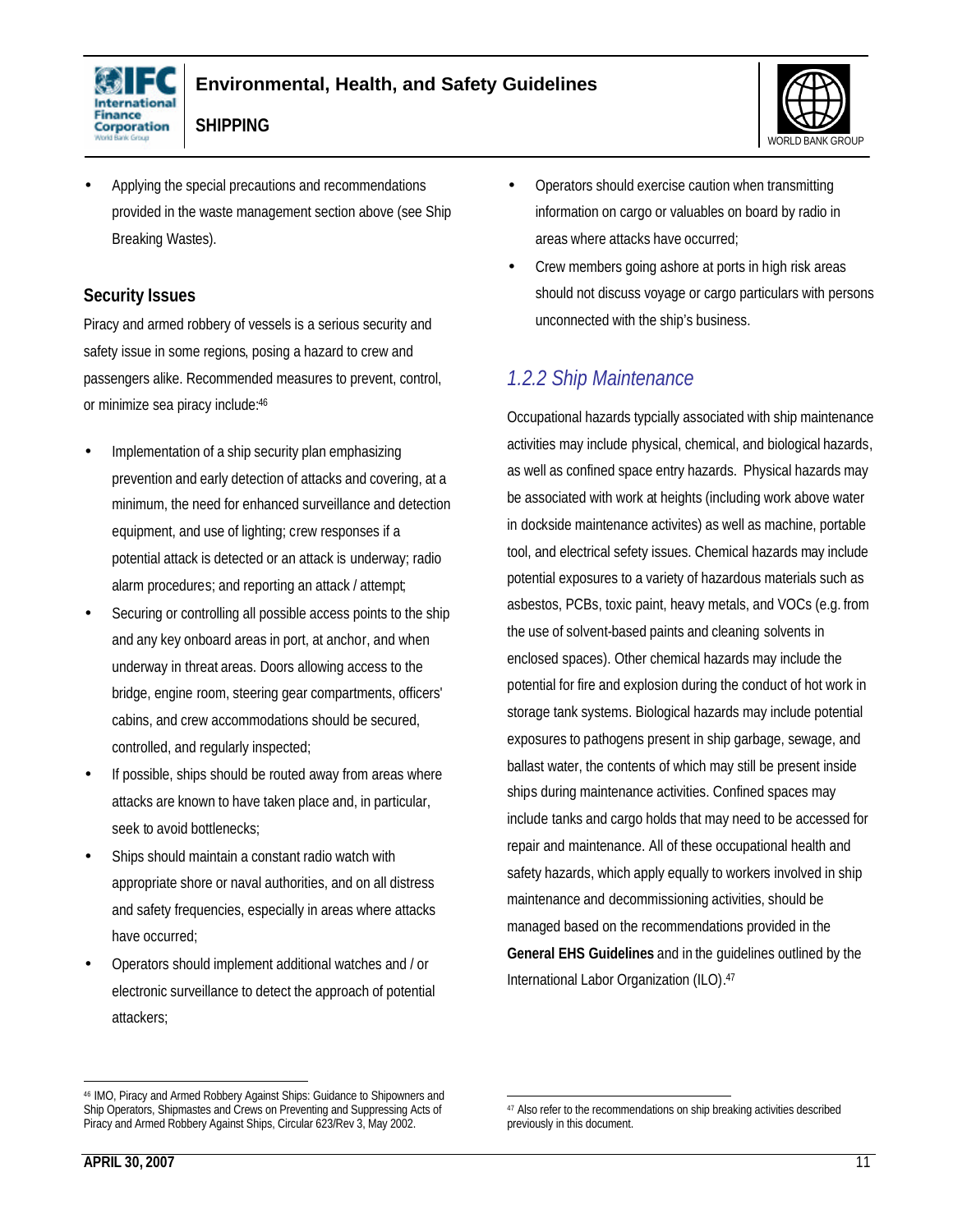- Applying the special precautions and recommendations provided in the waste management section above (see Ship Breaking Wastes).

### Security Issues

Piracy and armed robbery of vessels is a serious security and safety issue in some regions, posing a hazard to crew and passengers alike. Recommended measures to prevent, control, or minimize sea piracy include:[46]

- Implementation of a ship security plan emphasizing prevention and early detection of attacks and covering, at a minimum, the need for enhanced surveillance and detection equipment, and use of lighting; crew responses if a potential attack is detected or an attack is underway; radio alarm procedures; and reporting an attack / attempt;
- Securing or controlling all possible access points to the ship and any key onboard areas in port, at anchor, and when underway in threat areas. Doors allowing access to the bridge, engine room, steering gear compartments, officers' cabins, and crew accommodations should be secured, controlled, and regularly inspected;
- If possible, ships should be routed away from areas where attacks are known to have taken place and, in particular, seek to avoid bottlenecks;
- Ships should maintain a constant radio watch with appropriate shore or naval authorities, and on all distress and safety frequencies, especially in areas where attacks have occurred;
- Operators should implement additional watches and / or electronic surveillance to detect the approach of potential attackers;
- Operators should exercise caution when transmitting information on cargo or valuables on board by radio in areas where attacks have occurred;
- Crew members going ashore at ports in high risk areas should not discuss voyage or cargo particulars with persons unconnected with the ship's business.

## *1.2.2 Ship Maintenance*

Occupational hazards typcially associated with ship maintenance activities may include physical, chemical, and biological hazards, as well as confined space entry hazards. Physical hazards may be associated with work at heights (including work above water in dockside maintenance activites) as well as machine, portable tool, and electrical sefety issues. Chemical hazards may include potential exposures to a variety of hazardous materials such as asbestos, PCBs, toxic paint, heavy metals, and VOCs (e.g. from the use of solvent-based paints and cleaning solvents in enclosed spaces). Other chemical hazards may include the potential for fire and explosion during the conduct of hot work in storage tank systems. Biological hazards may include potential exposures to pathogens present in ship garbage, sewage, and ballast water, the contents of which may still be present inside ships during maintenance activities. Confined spaces may include tanks and cargo holds that may need to be accessed for repair and maintenance. All of these occupational health and safety hazards, which apply equally to workers involved in ship maintenance and decommissioning activities, should be managed based on the recommendations provided in the **General EHS Guidelines** and in the guidelines outlined by the International Labor Organization (ILO).[47]

---

[46] IMO, Piracy and Armed Robbery Against Ships: Guidance to Shipowners and Ship Operators, Shipmastes and Crews on Preventing and Suppressing Acts of Piracy and Armed Robbery Against Ships, Circular 623/Rev 3, May 2002.

[47] Also refer to the recommendations on ship breaking activities described previously in this document.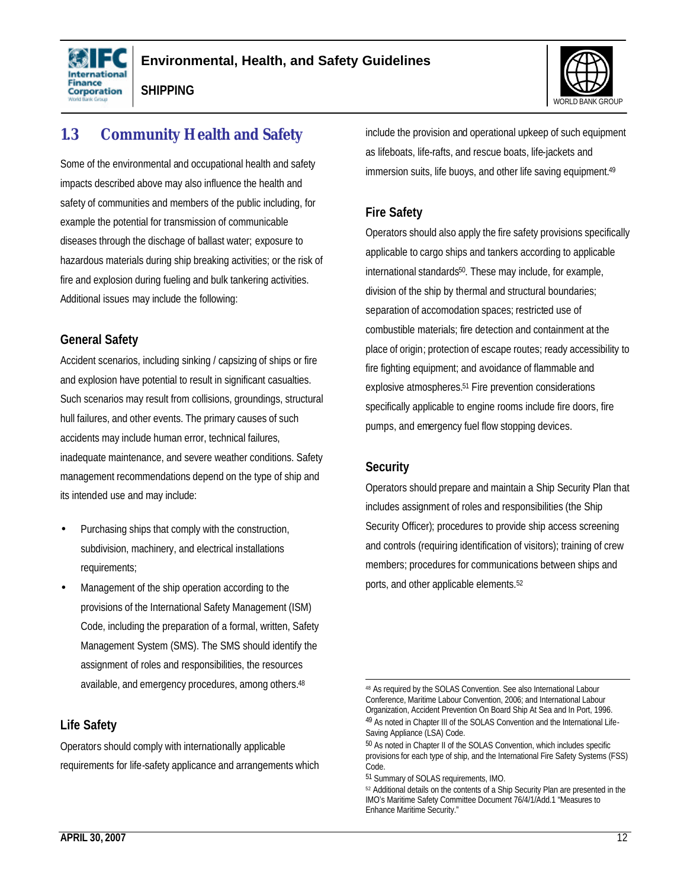## 1.3 Community Health and Safety

Some of the environmental and occupational health and safety impacts described above may also influence the health and safety of communities and members of the public including, for example the potential for transmission of communicable diseases through the dischage of ballast water; exposure to hazardous materials during ship breaking activities; or the risk of fire and explosion during fueling and bulk tankering activities. Additional issues may include the following:

### General Safety

Accident scenarios, including sinking / capsizing of ships or fire and explosion have potential to result in significant casualties. Such scenarios may result from collisions, groundings, structural hull failures, and other events. The primary causes of such accidents may include human error, technical failures, inadequate maintenance, and severe weather conditions. Safety management recommendations depend on the type of ship and its intended use and may include:

- Purchasing ships that comply with the construction, subdivision, machinery, and electrical installations requirements;
- Management of the ship operation according to the provisions of the International Safety Management (ISM) Code, including the preparation of a formal, written, Safety Management System (SMS). The SMS should identify the assignment of roles and responsibilities, the resources available, and emergency procedures, among others.[48]

### Life Safety

Operators should comply with internationally applicable requirements for life-safety appliance and arrangements which include the provision and operational upkeep of such equipment as lifeboats, life-rafts, and rescue boats, life-jackets and immersion suits, life buoys, and other life saving equipment.[49]

### Fire Safety

Operators should also apply the fire safety provisions specifically applicable to cargo ships and tankers according to applicable international standards[50]. These may include, for example, division of the ship by thermal and structural boundaries; separation of accomodation spaces; restricted use of combustible materials; fire detection and containment at the place of origin; protection of escape routes; ready accessibility to fire fighting equipment; and avoidance of flammable and explosive atmospheres.[51] Fire prevention considerations specifically applicable to engine rooms include fire doors, fire pumps, and emergency fuel flow stopping devices.

### Security

Operators should prepare and maintain a Ship Security Plan that includes assignment of roles and responsibilities (the Ship Security Officer); procedures to provide ship access screening and controls (requiring identification of visitors); training of crew members; procedures for communications between ships and ports, and other applicable elements.[52]

---

[48] As required by the SOLAS Convention. See also International Labour Conference, Maritime Labour Convention, 2006; and International Labour Organization, Accident Prevention On Board Ship At Sea and In Port, 1996.

[49] As noted in Chapter III of the SOLAS Convention and the International Life-Saving Appliance (LSA) Code.

[50] As noted in Chapter II of the SOLAS Convention, which includes specific provisions for each type of ship, and the International Fire Safety Systems (FSS) Code.

[51] Summary of SOLAS requirements, IMO.

[52] Additional details on the contents of a Ship Security Plan are presented in the IMO's Maritime Safety Committee Document 76/4/1/Add.1 "Measures to Enhance Maritime Security."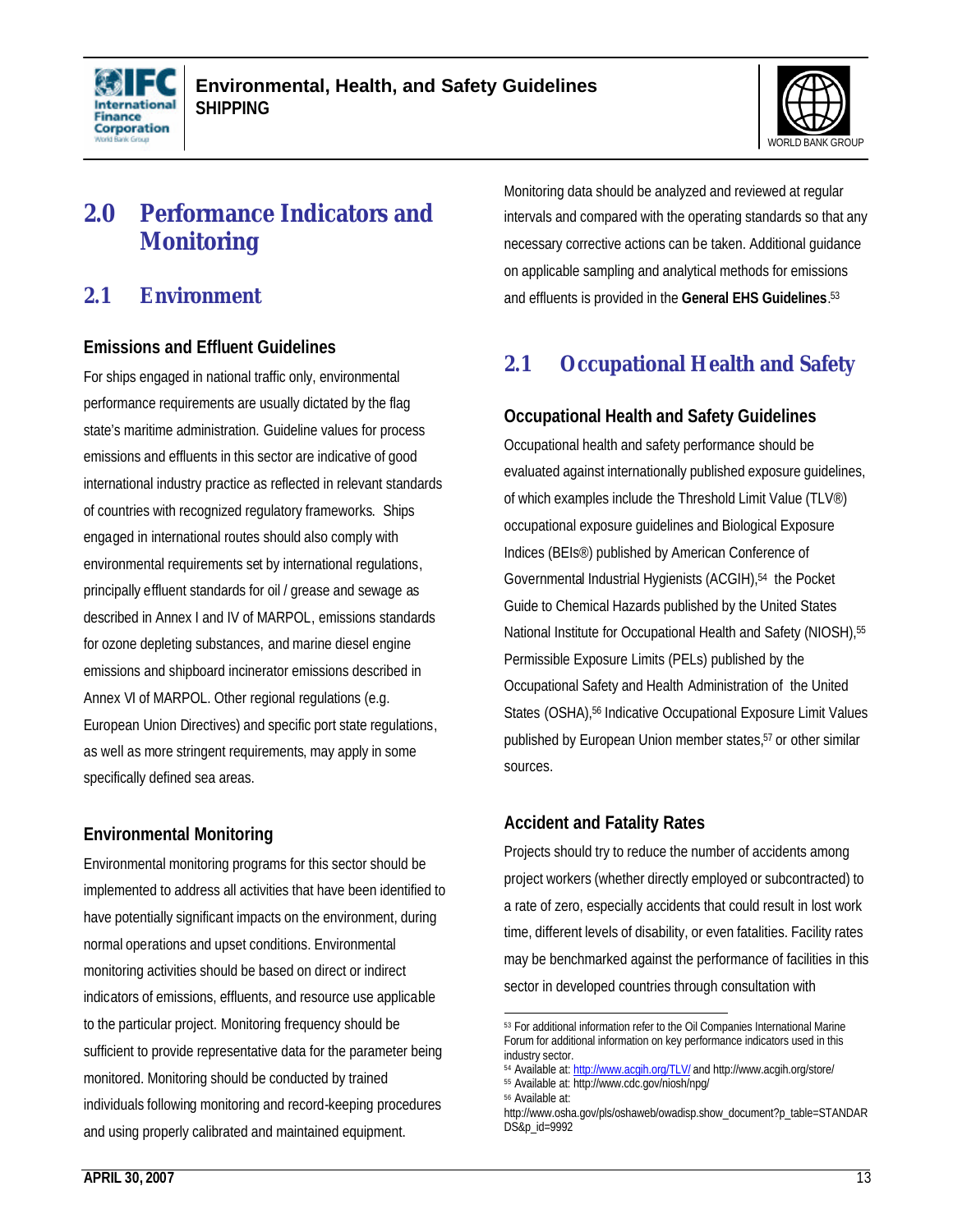# 2.0 Performance Indicators and Monitoring

## 2.1 Environment

### Emissions and Effluent Guidelines

For ships engaged in national traffic only, environmental performance requirements are usually dictated by the flag state's maritime administration. Guideline values for process emissions and effluents in this sector are indicative of good international industry practice as reflected in relevant standards of countries with recognized regulatory frameworks. Ships engaged in international routes should also comply with environmental requirements set by international regulations, principally effluent standards for oil / grease and sewage as described in Annex I and IV of MARPOL, emissions standards for ozone depleting substances, and marine diesel engine emissions and shipboard incinerator emissions described in Annex VI of MARPOL. Other regional regulations (e.g. European Union Directives) and specific port state regulations, as well as more stringent requirements, may apply in some specifically defined sea areas.

### Environmental Monitoring

Environmental monitoring programs for this sector should be implemented to address all activities that have been identified to have potentially significant impacts on the environment, during normal operations and upset conditions. Environmental monitoring activities should be based on direct or indirect indicators of emissions, effluents, and resource use applicable to the particular project. Monitoring frequency should be sufficient to provide representative data for the parameter being monitored. Monitoring should be conducted by trained individuals following monitoring and record-keeping procedures and using properly calibrated and maintained equipment. Monitoring data should be analyzed and reviewed at regular intervals and compared with the operating standards so that any necessary corrective actions can be taken. Additional guidance on applicable sampling and analytical methods for emissions and effluents is provided in the **General EHS Guidelines**.[53]

## 2.1 Occupational Health and Safety

### Occupational Health and Safety Guidelines

Occupational health and safety performance should be evaluated against internationally published exposure guidelines, of which examples include the Threshold Limit Value (TLV®) occupational exposure guidelines and Biological Exposure Indices (BEIs®) published by American Conference of Governmental Industrial Hygienists (ACGIH),[54] the Pocket Guide to Chemical Hazards published by the United States National Institute for Occupational Health and Safety (NIOSH),[55] Permissible Exposure Limits (PELs) published by the Occupational Safety and Health Administration of the United States (OSHA),[56] Indicative Occupational Exposure Limit Values published by European Union member states,[57] or other similar sources.

### Accident and Fatality Rates

Projects should try to reduce the number of accidents among project workers (whether directly employed or subcontracted) to a rate of zero, especially accidents that could result in lost work time, different levels of disability, or even fatalities. Facility rates may be benchmarked against the performance of facilities in this sector in developed countries through consultation with

---

[53] For additional information refer to the Oil Companies International Marine Forum for additional information on key performance indicators used in this industry sector.

[54] Available at: http://www.acgih.org/TLV/ and http://www.acgih.org/store/

[55] Available at: http://www.cdc.gov/niosh/npg/

[56] Available at: http://www.osha.gov/pls/oshaweb/owadisp.show_document?p_table=STANDARDS&p_id=9992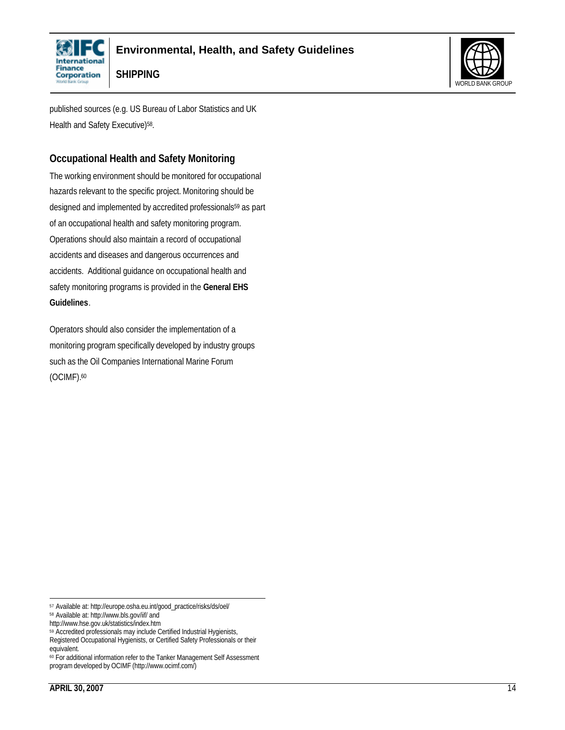published sources (e.g. US Bureau of Labor Statistics and UK Health and Safety Executive)[58].

## Occupational Health and Safety Monitoring

The working environment should be monitored for occupational hazards relevant to the specific project. Monitoring should be designed and implemented by accredited professionals[59] as part of an occupational health and safety monitoring program. Operations should also maintain a record of occupational accidents and diseases and dangerous occurrences and accidents. Additional guidance on occupational health and safety monitoring programs is provided in the **General EHS Guidelines**.

Operators should also consider the implementation of a monitoring program specifically developed by industry groups such as the Oil Companies International Marine Forum (OCIMF).[60]

---

[57] Available at: http://europe.osha.eu.int/good_practice/risks/ds/oel/

[58] Available at: http://www.bls.gov/iif/ and http://www.hse.gov.uk/statistics/index.htm

[59] Accredited professionals may include Certified Industrial Hygienists, Registered Occupational Hygienists, or Certified Safety Professionals or their equivalent.

[60] For additional information refer to the Tanker Management Self Assessment program developed by OCIMF (http://www.ocimf.com/)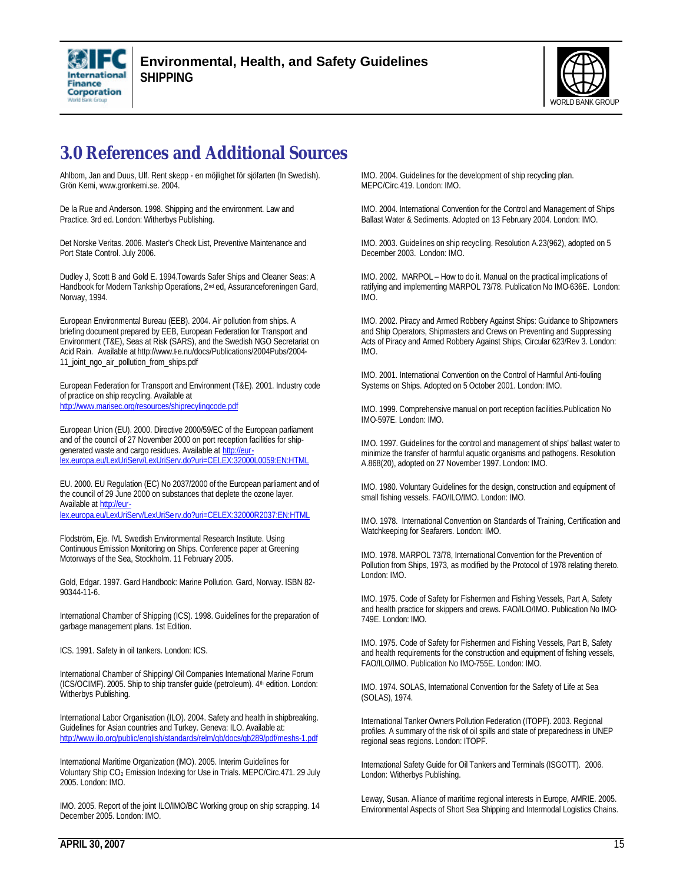# 3.0 References and Additional Sources

Ahlbom, Jan and Duus, Ulf. Rent skepp - en möjlighet för sjöfarten (In Swedish). Grön Kemi, www.gronkemi.se. 2004.

De la Rue and Anderson. 1998. Shipping and the environment. Law and Practice. 3rd ed. London: Witherbys Publishing.

Det Norske Veritas. 2006. Master's Check List, Preventive Maintenance and Port State Control. July 2006.

Dudley J, Scott B and Gold E. 1994.Towards Safer Ships and Cleaner Seas: A Handbook for Modern Tankship Operations, 2nd ed, Assuranceforeningen Gard, Norway, 1994.

European Environmental Bureau (EEB). 2004. Air pollution from ships. A briefing document prepared by EEB, European Federation for Transport and Environment (T&E), Seas at Risk (SARS), and the Swedish NGO Secretariat on Acid Rain. Available at http://www.t-e.nu/docs/Publications/2004Pubs/2004-11_joint_ngo_air_pollution_from_ships.pdf

European Federation for Transport and Environment (T&E). 2001. Industry code of practice on ship recycling. Available at http://www.marisec.org/resources/shiprecyclingcode.pdf

European Union (EU). 2000. Directive 2000/59/EC of the European parliament and of the council of 27 November 2000 on port reception facilities for ship-generated waste and cargo residues. Available at http://eur-lex.europa.eu/LexUriServ/LexUriServ.do?uri=CELEX:32000L0059:EN:HTML

EU. 2000. EU Regulation (EC) No 2037/2000 of the European parliament and of the council of 29 June 2000 on substances that deplete the ozone layer. Available at http://eur-lex.europa.eu/LexUriServ/LexUriServ.do?uri=CELEX:32000R2037:EN:HTML

Flodström, Eje. IVL Swedish Environmental Research Institute. Using Continuous Emission Monitoring on Ships. Conference paper at Greening Motorways of the Sea, Stockholm. 11 February 2005.

Gold, Edgar. 1997. Gard Handbook: Marine Pollution. Gard, Norway. ISBN 82-90344-11-6.

International Chamber of Shipping (ICS). 1998. Guidelines for the preparation of garbage management plans. 1st Edition.

ICS. 1991. Safety in oil tankers. London: ICS.

International Chamber of Shipping/ Oil Companies International Marine Forum (ICS/OCIMF). 2005. Ship to ship transfer guide (petroleum). 4th edition. London: Witherbys Publishing.

International Labor Organisation (ILO). 2004. Safety and health in shipbreaking. Guidelines for Asian countries and Turkey. Geneva: ILO. Available at: http://www.ilo.org/public/english/standards/relm/gb/docs/gb289/pdf/meshs-1.pdf

International Maritime Organization (IMO). 2005. Interim Guidelines for Voluntary Ship $CO_2$ Emission Indexing for Use in Trials. MEPC/Circ.471. 29 July 2005. London: IMO.

IMO. 2005. Report of the joint ILO/IMO/BC Working group on ship scrapping. 14 December 2005. London: IMO.

IMO. 2004. Guidelines for the development of ship recycling plan. MEPC/Circ.419. London: IMO.

IMO. 2004. International Convention for the Control and Management of Ships Ballast Water & Sediments. Adopted on 13 February 2004. London: IMO.

IMO. 2003. Guidelines on ship recycling. Resolution A.23(962), adopted on 5 December 2003. London: IMO.

IMO. 2002. MARPOL – How to do it. Manual on the practical implications of ratifying and implementing MARPOL 73/78. Publication No IMO-636E. London: IMO.

IMO. 2002. Piracy and Armed Robbery Against Ships: Guidance to Shipowners and Ship Operators, Shipmasters and Crews on Preventing and Suppressing Acts of Piracy and Armed Robbery Against Ships, Circular 623/Rev 3. London: IMO.

IMO. 2001. International Convention on the Control of Harmful Anti-fouling Systems on Ships. Adopted on 5 October 2001. London: IMO.

IMO. 1999. Comprehensive manual on port reception facilities.Publication No IMO-597E. London: IMO.

IMO. 1997. Guidelines for the control and management of ships' ballast water to minimize the transfer of harmful aquatic organisms and pathogens. Resolution A.868(20), adopted on 27 November 1997. London: IMO.

IMO. 1980. Voluntary Guidelines for the design, construction and equipment of small fishing vessels. FAO/ILO/IMO. London: IMO.

IMO. 1978. International Convention on Standards of Training, Certification and Watchkeeping for Seafarers. London: IMO.

IMO. 1978. MARPOL 73/78, International Convention for the Prevention of Pollution from Ships, 1973, as modified by the Protocol of 1978 relating thereto. London: IMO.

IMO. 1975. Code of Safety for Fishermen and Fishing Vessels, Part A, Safety and health practice for skippers and crews. FAO/ILO/IMO. Publication No IMO-749E. London: IMO.

IMO. 1975. Code of Safety for Fishermen and Fishing Vessels, Part B, Safety and health requirements for the construction and equipment of fishing vessels, FAO/ILO/IMO. Publication No IMO-755E. London: IMO.

IMO. 1974. SOLAS, International Convention for the Safety of Life at Sea (SOLAS), 1974.

International Tanker Owners Pollution Federation (ITOPF). 2003. Regional profiles. A summary of the risk of oil spills and state of preparedness in UNEP regional seas regions. London: ITOPF.

International Safety Guide for Oil Tankers and Terminals (ISGOTT). 2006. London: Witherbys Publishing.

Leway, Susan. Alliance of maritime regional interests in Europe, AMRIE. 2005. Environmental Aspects of Short Sea Shipping and Intermodal Logistics Chains.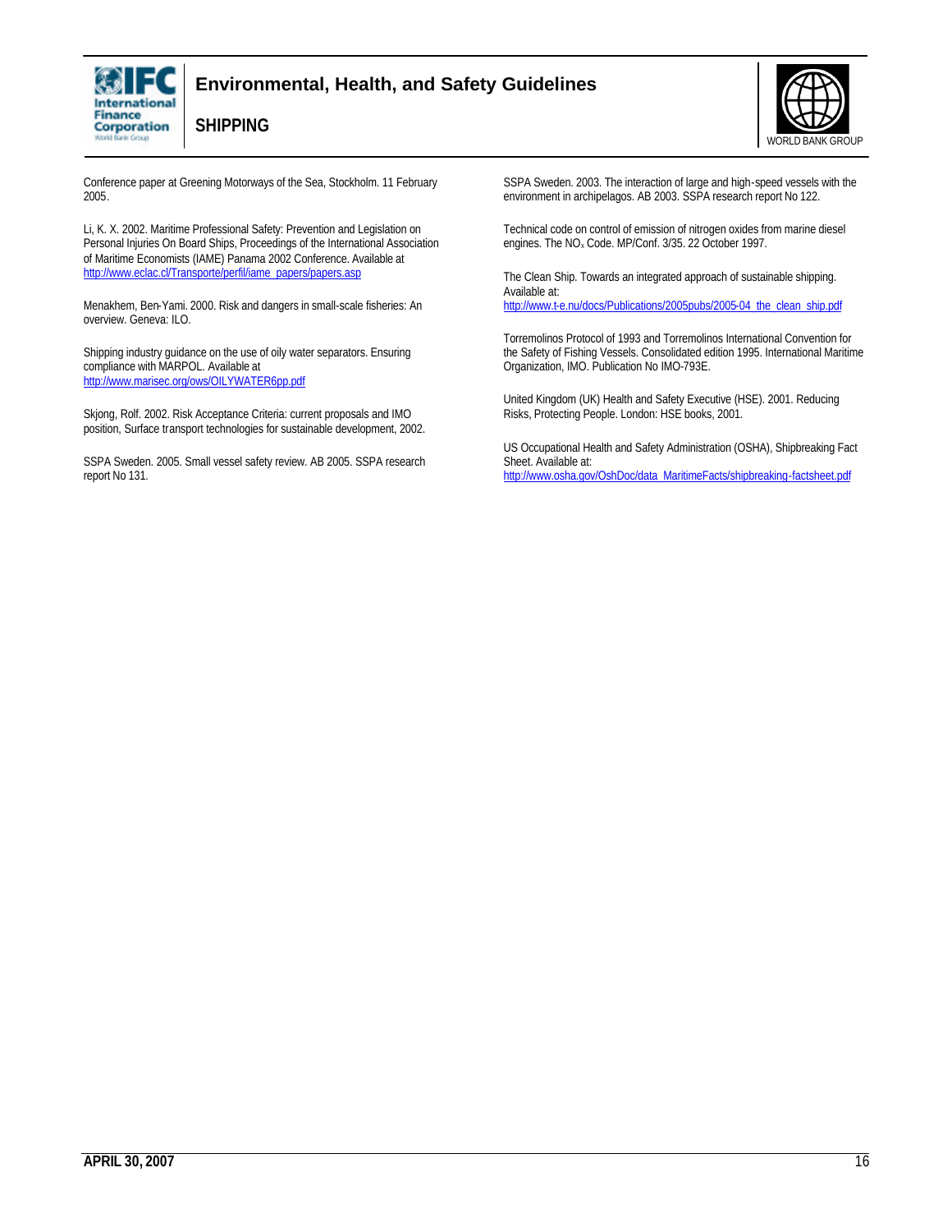Conference paper at Greening Motorways of the Sea, Stockholm. 11 February 2005.

Li, K. X. 2002. Maritime Professional Safety: Prevention and Legislation on Personal Injuries On Board Ships, Proceedings of the International Association of Maritime Economists (IAME) Panama 2002 Conference. Available at http://www.eclac.cl/Transporte/perfil/iame_papers/papers.asp

Menakhem, Ben-Yami. 2000. Risk and dangers in small-scale fisheries: An overview. Geneva: ILO.

Shipping industry guidance on the use of oily water separators. Ensuring compliance with MARPOL. Available at http://www.marisec.org/ows/OILYWATER6pp.pdf

Skjong, Rolf. 2002. Risk Acceptance Criteria: current proposals and IMO position, Surface transport technologies for sustainable development, 2002.

SSPA Sweden. 2005. Small vessel safety review. AB 2005. SSPA research report No 131.

SSPA Sweden. 2003. The interaction of large and high-speed vessels with the environment in archipelagos. AB 2003. SSPA research report No 122.

Technical code on control of emission of nitrogen oxides from marine diesel engines. The $NO_x$ Code. MP/Conf. 3/35. 22 October 1997.

The Clean Ship. Towards an integrated approach of sustainable shipping. Available at: http://www.t-e.nu/docs/Publications/2005pubs/2005-04_the_clean_ship.pdf

Torremolinos Protocol of 1993 and Torremolinos International Convention for the Safety of Fishing Vessels. Consolidated edition 1995. International Maritime Organization, IMO. Publication No IMO-793E.

United Kingdom (UK) Health and Safety Executive (HSE). 2001. Reducing Risks, Protecting People. London: HSE books, 2001.

US Occupational Health and Safety Administration (OSHA), Shipbreaking Fact Sheet. Available at: http://www.osha.gov/OshDoc/data_MaritimeFacts/shipbreaking-factsheet.pdf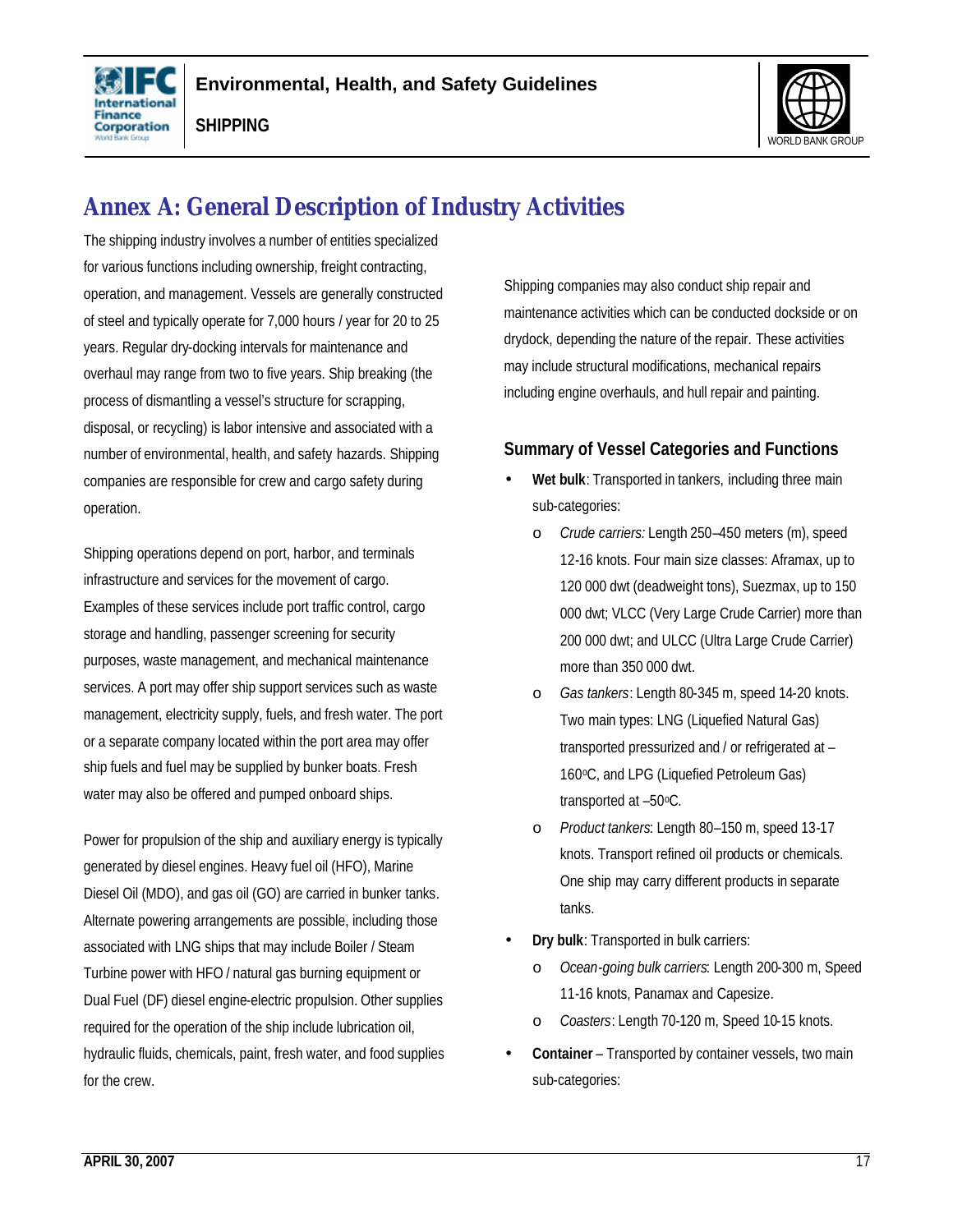# Annex A: General Description of Industry Activities

The shipping industry involves a number of entities specialized for various functions including ownership, freight contracting, operation, and management. Vessels are generally constructed of steel and typically operate for 7,000 hours / year for 20 to 25 years. Regular dry-docking intervals for maintenance and overhaul may range from two to five years. Ship breaking (the process of dismantling a vessel's structure for scrapping, disposal, or recycling) is labor intensive and associated with a number of environmental, health, and safety hazards. Shipping companies are responsible for crew and cargo safety during operation.

Shipping operations depend on port, harbor, and terminals infrastructure and services for the movement of cargo. Examples of these services include port traffic control, cargo storage and handling, passenger screening for security purposes, waste management, and mechanical maintenance services. A port may offer ship support services such as waste management, electricity supply, fuels, and fresh water. The port or a separate company located within the port area may offer ship fuels and fuel may be supplied by bunker boats. Fresh water may also be offered and pumped onboard ships.

Power for propulsion of the ship and auxiliary energy is typically generated by diesel engines. Heavy fuel oil (HFO), Marine Diesel Oil (MDO), and gas oil (GO) are carried in bunker tanks. Alternate powering arrangements are possible, including those associated with LNG ships that may include Boiler / Steam Turbine power with HFO / natural gas burning equipment or Dual Fuel (DF) diesel engine-electric propulsion. Other supplies required for the operation of the ship include lubrication oil, hydraulic fluids, chemicals, paint, fresh water, and food supplies for the crew.

Shipping companies may also conduct ship repair and maintenance activities which can be conducted dockside or on drydock, depending the nature of the repair. These activities may include structural modifications, mechanical repairs including engine overhauls, and hull repair and painting.

### Summary of Vessel Categories and Functions

- **Wet bulk**: Transported in tankers, including three main sub-categories:
  - *Crude carriers:* Length 250–450 meters (m), speed 12-16 knots. Four main size classes: Aframax, up to 120 000 dwt (deadweight tons), Suezmax, up to 150 000 dwt; VLCC (Very Large Crude Carrier) more than 200 000 dwt; and ULCC (Ultra Large Crude Carrier) more than 350 000 dwt.
  - *Gas tankers*: Length 80-345 m, speed 14-20 knots. Two main types: LNG (Liquefied Natural Gas) transported pressurized and / or refrigerated at –160°C, and LPG (Liquefied Petroleum Gas) transported at –50°C.
  - *Product tankers*: Length 80–150 m, speed 13-17 knots. Transport refined oil products or chemicals. One ship may carry different products in separate tanks.
- **Dry bulk**: Transported in bulk carriers:
  - *Ocean-going bulk carriers*: Length 200-300 m, Speed 11-16 knots, Panamax and Capesize.
  - *Coasters*: Length 70-120 m, Speed 10-15 knots.
- **Container** – Transported by container vessels, two main sub-categories: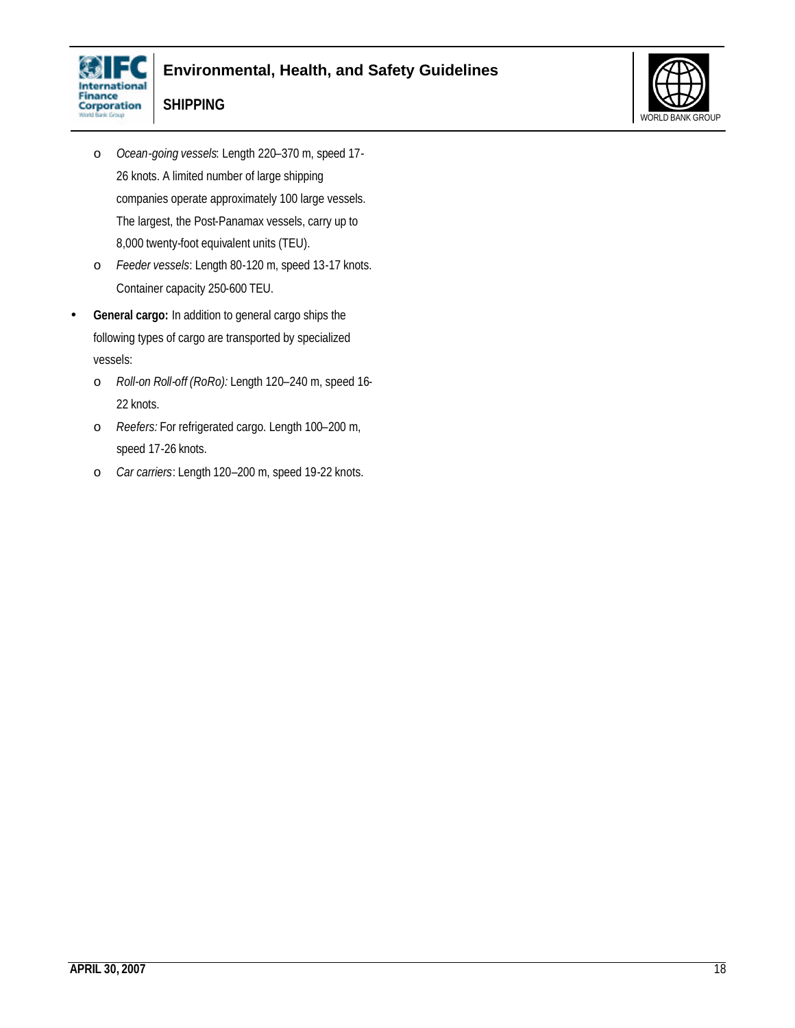- *Ocean-going vessels*: Length 220–370 m, speed 17-26 knots. A limited number of large shipping companies operate approximately 100 large vessels. The largest, the Post-Panamax vessels, carry up to 8,000 twenty-foot equivalent units (TEU).
  - *Feeder vessels*: Length 80-120 m, speed 13-17 knots. Container capacity 250-600 TEU.
- **General cargo:** In addition to general cargo ships the following types of cargo are transported by specialized vessels:
  - *Roll-on Roll-off (RoRo):* Length 120–240 m, speed 16-22 knots.
  - *Reefers:* For refrigerated cargo. Length 100–200 m, speed 17-26 knots.
  - *Car carriers*: Length 120–200 m, speed 19-22 knots.